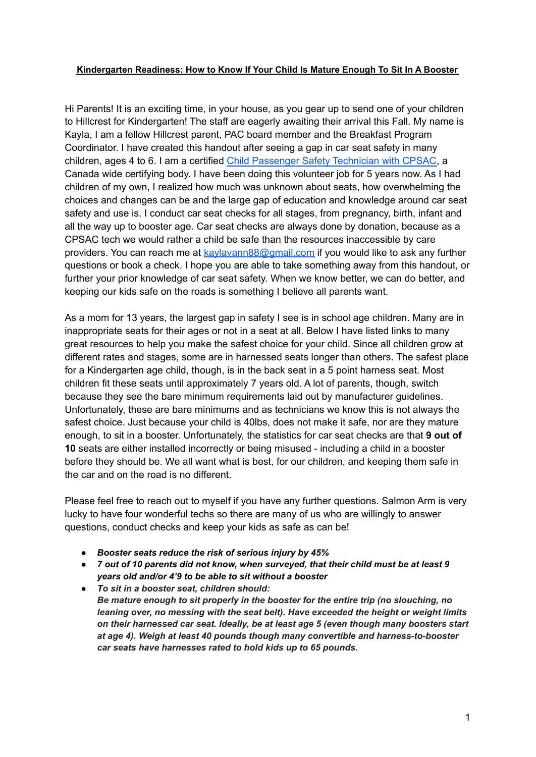**Kindergarten Readiness: How to Know If Your Child Is Mature Enough To Sit In A Booster**

Hi Parents! It is an exciting time, in your house, as you gear up to send one of your children to Hillcrest for Kindergarten! The staff are eagerly awaiting their arrival this Fall. My name is Kayla, I am a fellow Hillcrest parent, PAC board member and the Breakfast Program Coordinator. I have created this handout after seeing a gap in car seat safety in many children, ages 4 to 6. I am a certified [Child Passenger Safety Technician with CPSAC](), a Canada wide certifying body. I have been doing this volunteer job for 5 years now. As I had children of my own, I realized how much was unknown about seats, how overwhelming the choices and changes can be and the large gap of education and knowledge around car seat safety and use is. I conduct car seat checks for all stages, from pregnancy, birth, infant and all the way up to booster age. Car seat checks are always done by donation, because as a CPSAC tech we would rather a child be safe than the resources inaccessible by care providers. You can reach me at [kaylavann88@gmail.com](mailto:kaylavann88@gmail.com) if you would like to ask any further questions or book a check. I hope you are able to take something away from this handout, or further your prior knowledge of car seat safety. When we know better, we can do better, and keeping our kids safe on the roads is something I believe all parents want.

As a mom for 13 years, the largest gap in safety I see is in school age children. Many are in inappropriate seats for their ages or not in a seat at all. Below I have listed links to many great resources to help you make the safest choice for your child. Since all children grow at different rates and stages, some are in harnessed seats longer than others. The safest place for a Kindergarten age child, though, is in the back seat in a 5 point harness seat. Most children fit these seats until approximately 7 years old. A lot of parents, though, switch because they see the bare minimum requirements laid out by manufacturer guidelines. Unfortunately, these are bare minimums and as technicians we know this is not always the safest choice. Just because your child is 40lbs, does not make it safe, nor are they mature enough, to sit in a booster. Unfortunately, the statistics for car seat checks are that **9 out of 10** seats are either installed incorrectly or being misused - including a child in a booster before they should be. We all want what is best, for our children, and keeping them safe in the car and on the road is no different.

Please feel free to reach out to myself if you have any further questions. Salmon Arm is very lucky to have four wonderful techs so there are many of us who are willingly to answer questions, conduct checks and keep your kids as safe as can be!

- ***Booster seats reduce the risk of serious injury by 45%***
- ***7 out of 10 parents did not know, when surveyed, that their child must be at least 9 years old and/or 4'9 to be able to sit without a booster***
- ***To sit in a booster seat, children should:***
  ***Be mature enough to sit properly in the booster for the entire trip (no slouching, no leaning over, no messing with the seat belt). Have exceeded the height or weight limits on their harnessed car seat. Ideally, be at least age 5 (even though many boosters start at age 4). Weigh at least 40 pounds though many convertible and harness-to-booster car seats have harnesses rated to hold kids up to 65 pounds.***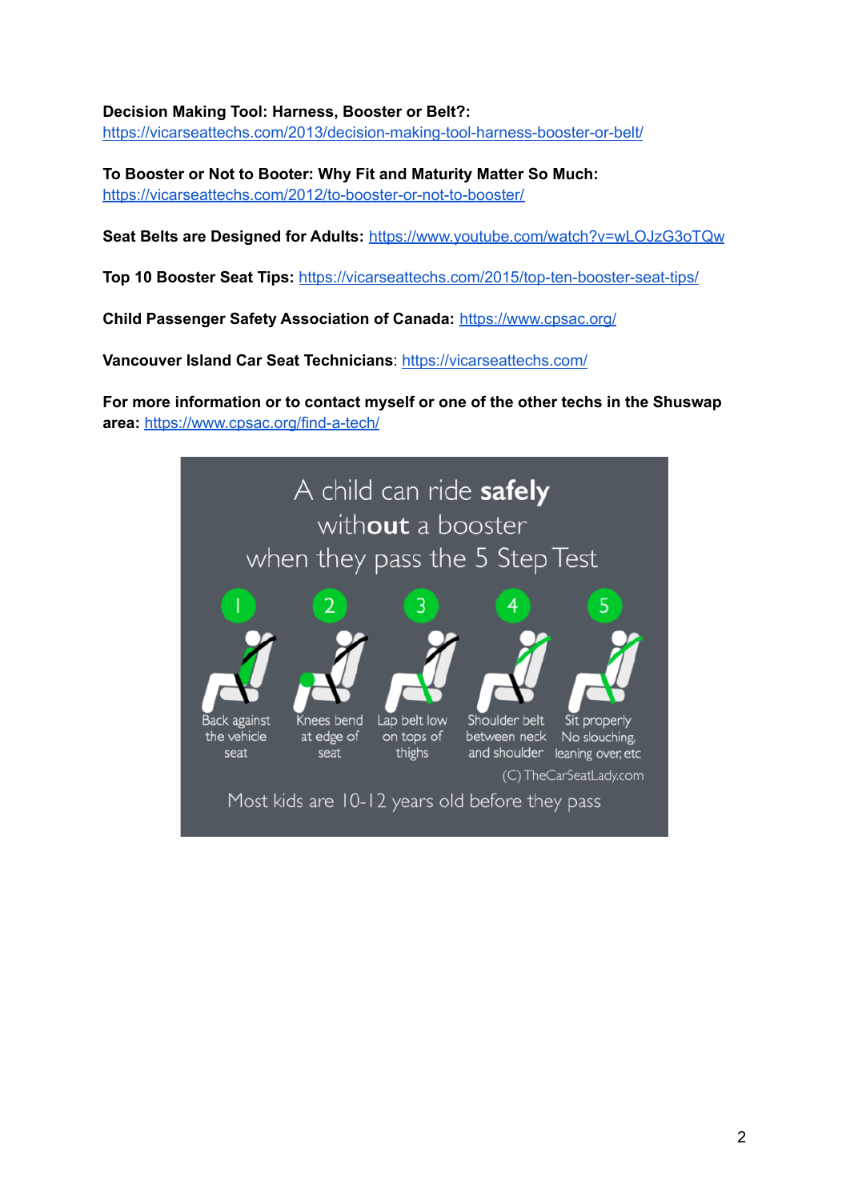**Decision Making Tool: Harness, Booster or Belt?:**
https://vicarseattechs.com/2013/decision-making-tool-harness-booster-or-belt/

**To Booster or Not to Booter: Why Fit and Maturity Matter So Much:**
https://vicarseattechs.com/2012/to-booster-or-not-to-booster/

**Seat Belts are Designed for Adults:** https://www.youtube.com/watch?v=wLOJzG3oTQw

**Top 10 Booster Seat Tips:** https://vicarseattechs.com/2015/top-ten-booster-seat-tips/

**Child Passenger Safety Association of Canada:** https://www.cpsac.org/

**Vancouver Island Car Seat Technicians**: https://vicarseattechs.com/

**For more information or to contact myself or one of the other techs in the Shuswap area:** https://www.cpsac.org/find-a-tech/

A child can ride **safely** with**out** a booster when they pass the 5 Step Test

1. Back against the vehicle seat
2. Knees bend at edge of seat
3. Lap belt low on tops of thighs
4. Shoulder belt between neck and shoulder
5. Sit properly No slouching, leaning over, etc

(C) TheCarSeatLady.com

Most kids are 10-12 years old before they pass